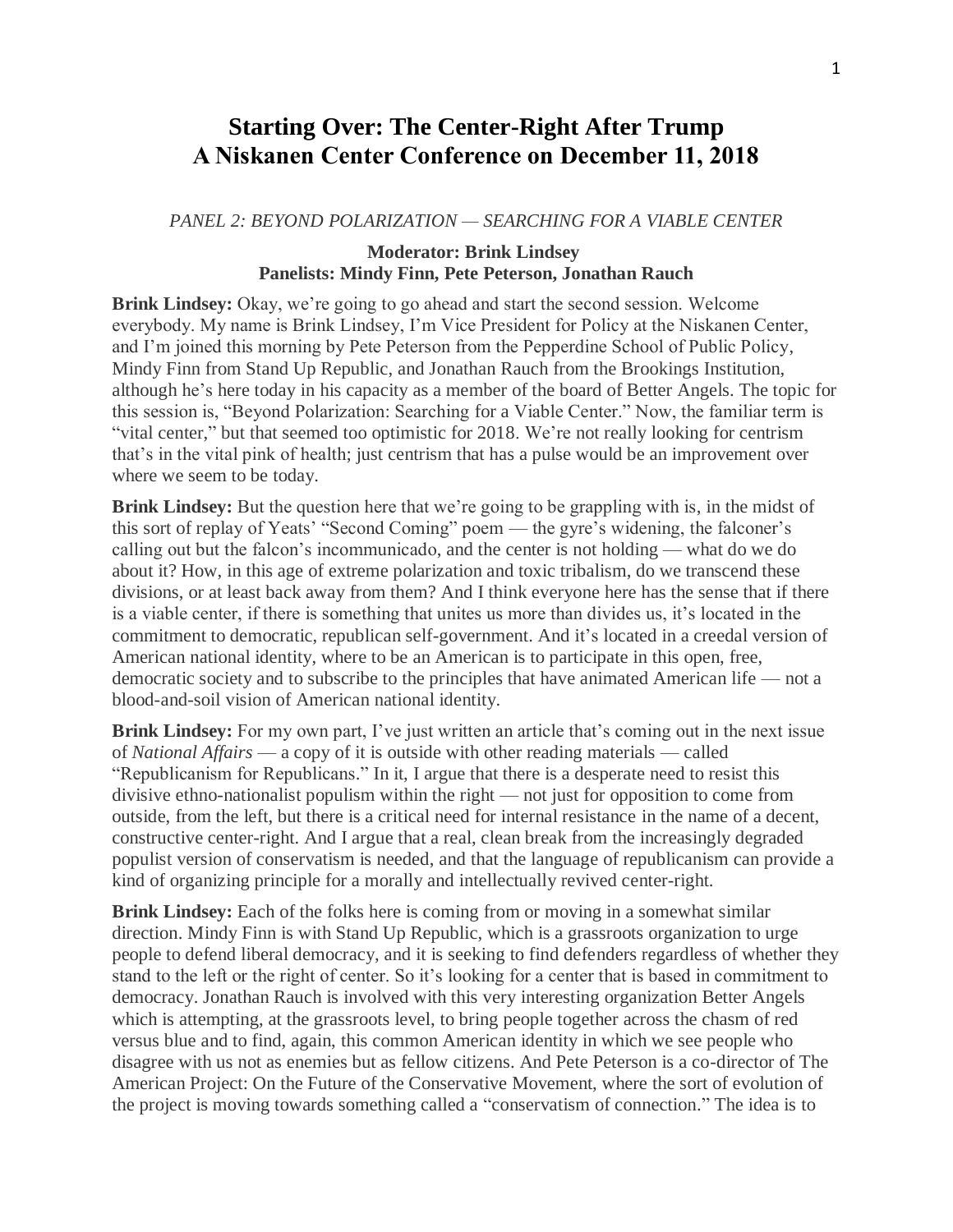# Starting Over: The Center-Right After Trump
# A Niskanen Center Conference on December 11, 2018

*PANEL 2: BEYOND POLARIZATION — SEARCHING FOR A VIABLE CENTER*

**Moderator: Brink Lindsey**
**Panelists: Mindy Finn, Pete Peterson, Jonathan Rauch**

**Brink Lindsey:** Okay, we're going to go ahead and start the second session. Welcome everybody. My name is Brink Lindsey, I'm Vice President for Policy at the Niskanen Center, and I'm joined this morning by Pete Peterson from the Pepperdine School of Public Policy, Mindy Finn from Stand Up Republic, and Jonathan Rauch from the Brookings Institution, although he's here today in his capacity as a member of the board of Better Angels. The topic for this session is, "Beyond Polarization: Searching for a Viable Center." Now, the familiar term is "vital center," but that seemed too optimistic for 2018. We're not really looking for centrism that's in the vital pink of health; just centrism that has a pulse would be an improvement over where we seem to be today.

**Brink Lindsey:** But the question here that we're going to be grappling with is, in the midst of this sort of replay of Yeats' "Second Coming" poem — the gyre's widening, the falconer's calling out but the falcon's incommunicado, and the center is not holding — what do we do about it? How, in this age of extreme polarization and toxic tribalism, do we transcend these divisions, or at least back away from them? And I think everyone here has the sense that if there is a viable center, if there is something that unites us more than divides us, it's located in the commitment to democratic, republican self-government. And it's located in a creedal version of American national identity, where to be an American is to participate in this open, free, democratic society and to subscribe to the principles that have animated American life — not a blood-and-soil vision of American national identity.

**Brink Lindsey:** For my own part, I've just written an article that's coming out in the next issue of *National Affairs* — a copy of it is outside with other reading materials — called "Republicanism for Republicans." In it, I argue that there is a desperate need to resist this divisive ethno-nationalist populism within the right — not just for opposition to come from outside, from the left, but there is a critical need for internal resistance in the name of a decent, constructive center-right. And I argue that a real, clean break from the increasingly degraded populist version of conservatism is needed, and that the language of republicanism can provide a kind of organizing principle for a morally and intellectually revived center-right.

**Brink Lindsey:** Each of the folks here is coming from or moving in a somewhat similar direction. Mindy Finn is with Stand Up Republic, which is a grassroots organization to urge people to defend liberal democracy, and it is seeking to find defenders regardless of whether they stand to the left or the right of center. So it's looking for a center that is based in commitment to democracy. Jonathan Rauch is involved with this very interesting organization Better Angels which is attempting, at the grassroots level, to bring people together across the chasm of red versus blue and to find, again, this common American identity in which we see people who disagree with us not as enemies but as fellow citizens. And Pete Peterson is a co-director of The American Project: On the Future of the Conservative Movement, where the sort of evolution of the project is moving towards something called a "conservatism of connection." The idea is to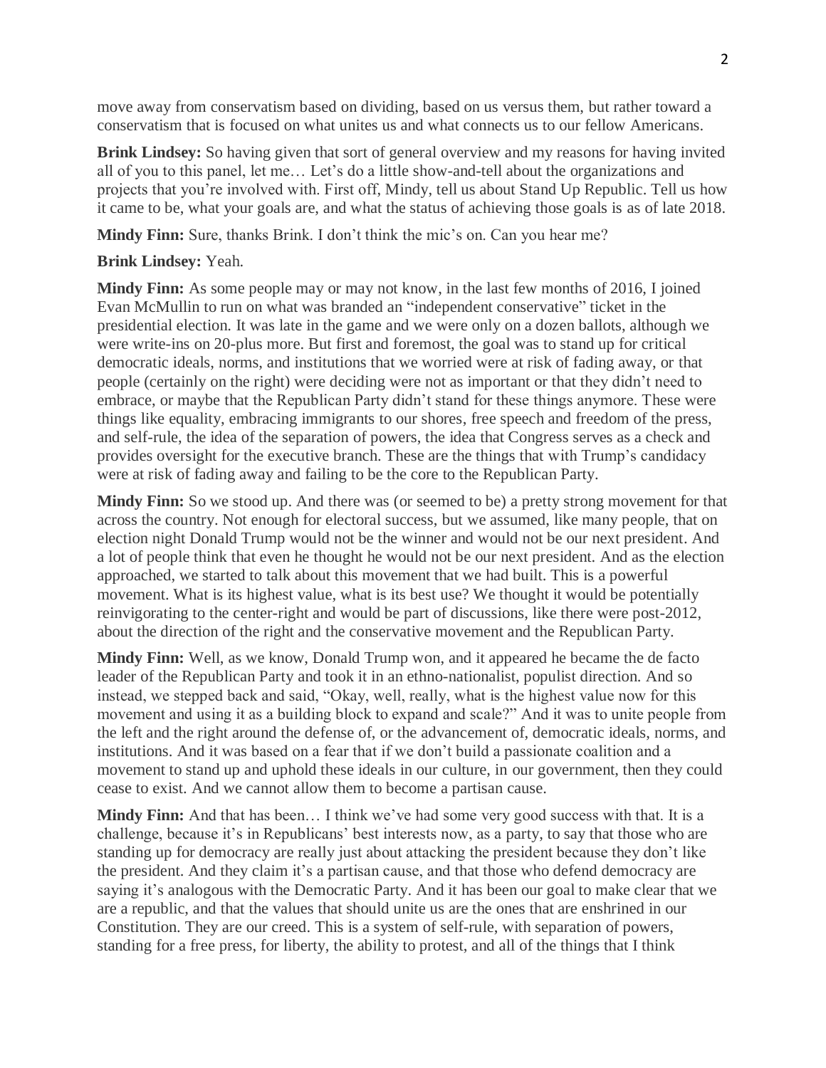move away from conservatism based on dividing, based on us versus them, but rather toward a conservatism that is focused on what unites us and what connects us to our fellow Americans.

**Brink Lindsey:** So having given that sort of general overview and my reasons for having invited all of you to this panel, let me… Let's do a little show-and-tell about the organizations and projects that you're involved with. First off, Mindy, tell us about Stand Up Republic. Tell us how it came to be, what your goals are, and what the status of achieving those goals is as of late 2018.

**Mindy Finn:** Sure, thanks Brink. I don't think the mic's on. Can you hear me?

**Brink Lindsey:** Yeah.

**Mindy Finn:** As some people may or may not know, in the last few months of 2016, I joined Evan McMullin to run on what was branded an "independent conservative" ticket in the presidential election. It was late in the game and we were only on a dozen ballots, although we were write-ins on 20-plus more. But first and foremost, the goal was to stand up for critical democratic ideals, norms, and institutions that we worried were at risk of fading away, or that people (certainly on the right) were deciding were not as important or that they didn't need to embrace, or maybe that the Republican Party didn't stand for these things anymore. These were things like equality, embracing immigrants to our shores, free speech and freedom of the press, and self-rule, the idea of the separation of powers, the idea that Congress serves as a check and provides oversight for the executive branch. These are the things that with Trump's candidacy were at risk of fading away and failing to be the core to the Republican Party.

**Mindy Finn:** So we stood up. And there was (or seemed to be) a pretty strong movement for that across the country. Not enough for electoral success, but we assumed, like many people, that on election night Donald Trump would not be the winner and would not be our next president. And a lot of people think that even he thought he would not be our next president. And as the election approached, we started to talk about this movement that we had built. This is a powerful movement. What is its highest value, what is its best use? We thought it would be potentially reinvigorating to the center-right and would be part of discussions, like there were post-2012, about the direction of the right and the conservative movement and the Republican Party.

**Mindy Finn:** Well, as we know, Donald Trump won, and it appeared he became the de facto leader of the Republican Party and took it in an ethno-nationalist, populist direction. And so instead, we stepped back and said, "Okay, well, really, what is the highest value now for this movement and using it as a building block to expand and scale?" And it was to unite people from the left and the right around the defense of, or the advancement of, democratic ideals, norms, and institutions. And it was based on a fear that if we don't build a passionate coalition and a movement to stand up and uphold these ideals in our culture, in our government, then they could cease to exist. And we cannot allow them to become a partisan cause.

**Mindy Finn:** And that has been… I think we've had some very good success with that. It is a challenge, because it's in Republicans' best interests now, as a party, to say that those who are standing up for democracy are really just about attacking the president because they don't like the president. And they claim it's a partisan cause, and that those who defend democracy are saying it's analogous with the Democratic Party. And it has been our goal to make clear that we are a republic, and that the values that should unite us are the ones that are enshrined in our Constitution. They are our creed. This is a system of self-rule, with separation of powers, standing for a free press, for liberty, the ability to protest, and all of the things that I think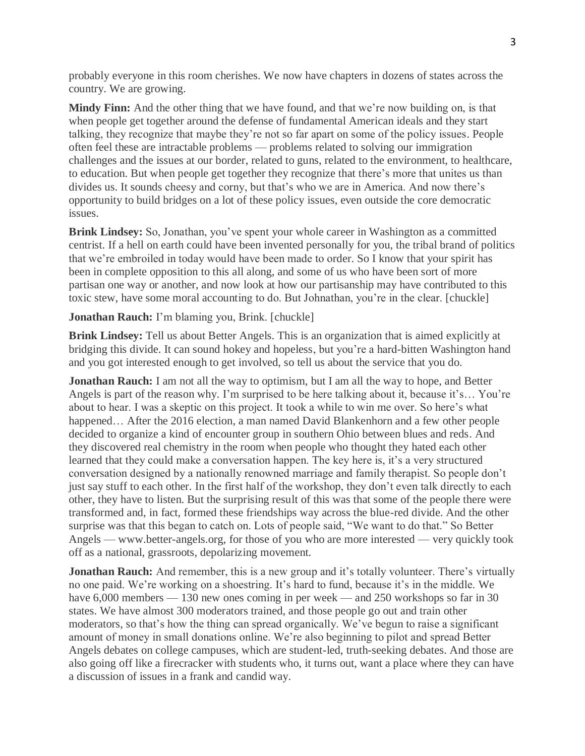probably everyone in this room cherishes. We now have chapters in dozens of states across the country. We are growing.

**Mindy Finn:** And the other thing that we have found, and that we're now building on, is that when people get together around the defense of fundamental American ideals and they start talking, they recognize that maybe they're not so far apart on some of the policy issues. People often feel these are intractable problems — problems related to solving our immigration challenges and the issues at our border, related to guns, related to the environment, to healthcare, to education. But when people get together they recognize that there's more that unites us than divides us. It sounds cheesy and corny, but that's who we are in America. And now there's opportunity to build bridges on a lot of these policy issues, even outside the core democratic issues.

**Brink Lindsey:** So, Jonathan, you've spent your whole career in Washington as a committed centrist. If a hell on earth could have been invented personally for you, the tribal brand of politics that we're embroiled in today would have been made to order. So I know that your spirit has been in complete opposition to this all along, and some of us who have been sort of more partisan one way or another, and now look at how our partisanship may have contributed to this toxic stew, have some moral accounting to do. But Johnathan, you're in the clear. [chuckle]

**Jonathan Rauch:** I'm blaming you, Brink. [chuckle]

**Brink Lindsey:** Tell us about Better Angels. This is an organization that is aimed explicitly at bridging this divide. It can sound hokey and hopeless, but you're a hard-bitten Washington hand and you got interested enough to get involved, so tell us about the service that you do.

**Jonathan Rauch:** I am not all the way to optimism, but I am all the way to hope, and Better Angels is part of the reason why. I'm surprised to be here talking about it, because it's… You're about to hear. I was a skeptic on this project. It took a while to win me over. So here's what happened… After the 2016 election, a man named David Blankenhorn and a few other people decided to organize a kind of encounter group in southern Ohio between blues and reds. And they discovered real chemistry in the room when people who thought they hated each other learned that they could make a conversation happen. The key here is, it's a very structured conversation designed by a nationally renowned marriage and family therapist. So people don't just say stuff to each other. In the first half of the workshop, they don't even talk directly to each other, they have to listen. But the surprising result of this was that some of the people there were transformed and, in fact, formed these friendships way across the blue-red divide. And the other surprise was that this began to catch on. Lots of people said, "We want to do that." So Better Angels — www.better-angels.org, for those of you who are more interested — very quickly took off as a national, grassroots, depolarizing movement.

**Jonathan Rauch:** And remember, this is a new group and it's totally volunteer. There's virtually no one paid. We're working on a shoestring. It's hard to fund, because it's in the middle. We have 6,000 members — 130 new ones coming in per week — and 250 workshops so far in 30 states. We have almost 300 moderators trained, and those people go out and train other moderators, so that's how the thing can spread organically. We've begun to raise a significant amount of money in small donations online. We're also beginning to pilot and spread Better Angels debates on college campuses, which are student-led, truth-seeking debates. And those are also going off like a firecracker with students who, it turns out, want a place where they can have a discussion of issues in a frank and candid way.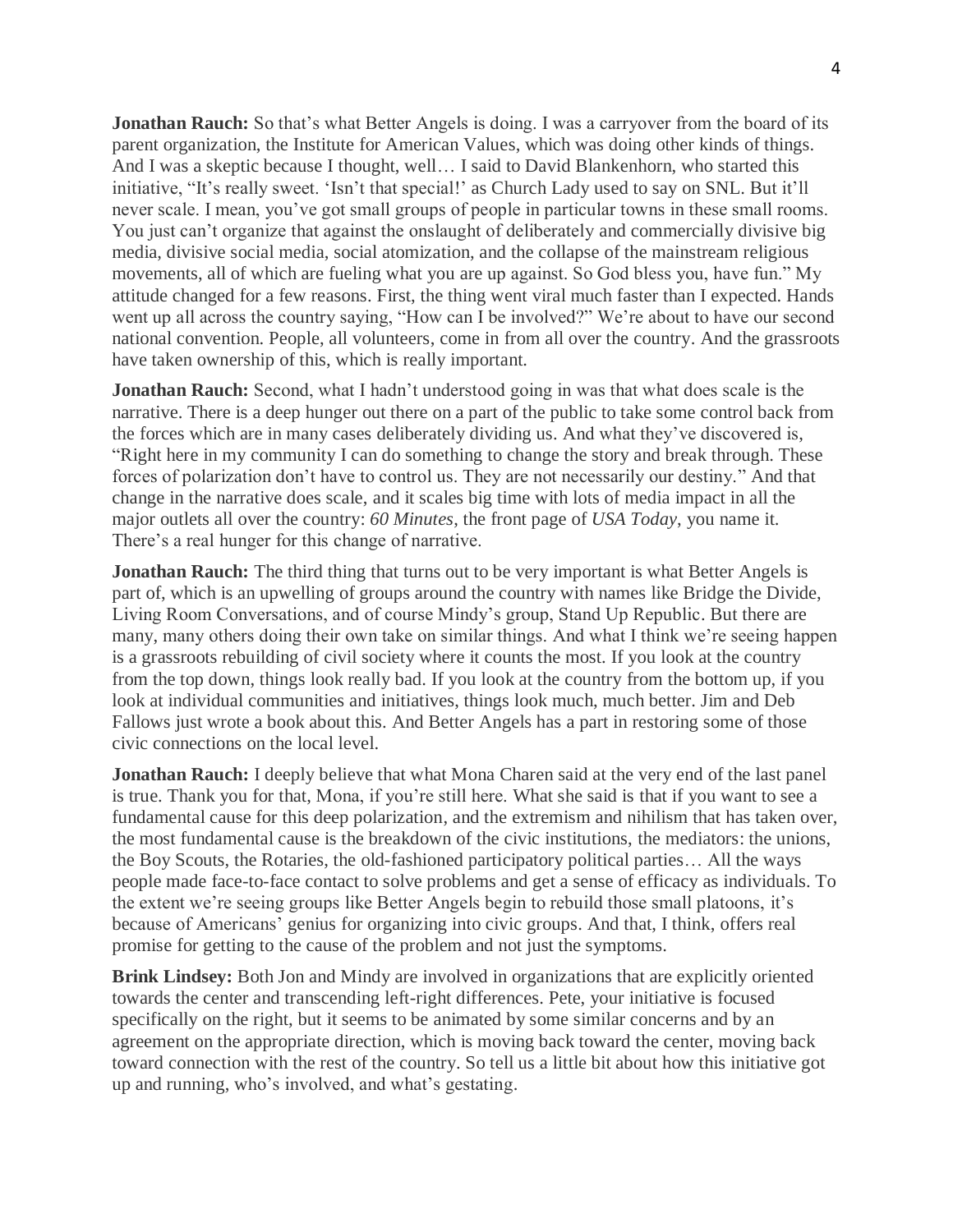**Jonathan Rauch:** So that's what Better Angels is doing. I was a carryover from the board of its parent organization, the Institute for American Values, which was doing other kinds of things. And I was a skeptic because I thought, well… I said to David Blankenhorn, who started this initiative, "It's really sweet. 'Isn't that special!' as Church Lady used to say on SNL. But it'll never scale. I mean, you've got small groups of people in particular towns in these small rooms. You just can't organize that against the onslaught of deliberately and commercially divisive big media, divisive social media, social atomization, and the collapse of the mainstream religious movements, all of which are fueling what you are up against. So God bless you, have fun." My attitude changed for a few reasons. First, the thing went viral much faster than I expected. Hands went up all across the country saying, "How can I be involved?" We're about to have our second national convention. People, all volunteers, come in from all over the country. And the grassroots have taken ownership of this, which is really important.

**Jonathan Rauch:** Second, what I hadn't understood going in was that what does scale is the narrative. There is a deep hunger out there on a part of the public to take some control back from the forces which are in many cases deliberately dividing us. And what they've discovered is, "Right here in my community I can do something to change the story and break through. These forces of polarization don't have to control us. They are not necessarily our destiny." And that change in the narrative does scale, and it scales big time with lots of media impact in all the major outlets all over the country: *60 Minutes*, the front page of *USA Today*, you name it. There's a real hunger for this change of narrative.

**Jonathan Rauch:** The third thing that turns out to be very important is what Better Angels is part of, which is an upwelling of groups around the country with names like Bridge the Divide, Living Room Conversations, and of course Mindy's group, Stand Up Republic. But there are many, many others doing their own take on similar things. And what I think we're seeing happen is a grassroots rebuilding of civil society where it counts the most. If you look at the country from the top down, things look really bad. If you look at the country from the bottom up, if you look at individual communities and initiatives, things look much, much better. Jim and Deb Fallows just wrote a book about this. And Better Angels has a part in restoring some of those civic connections on the local level.

**Jonathan Rauch:** I deeply believe that what Mona Charen said at the very end of the last panel is true. Thank you for that, Mona, if you're still here. What she said is that if you want to see a fundamental cause for this deep polarization, and the extremism and nihilism that has taken over, the most fundamental cause is the breakdown of the civic institutions, the mediators: the unions, the Boy Scouts, the Rotaries, the old-fashioned participatory political parties… All the ways people made face-to-face contact to solve problems and get a sense of efficacy as individuals. To the extent we're seeing groups like Better Angels begin to rebuild those small platoons, it's because of Americans' genius for organizing into civic groups. And that, I think, offers real promise for getting to the cause of the problem and not just the symptoms.

**Brink Lindsey:** Both Jon and Mindy are involved in organizations that are explicitly oriented towards the center and transcending left-right differences. Pete, your initiative is focused specifically on the right, but it seems to be animated by some similar concerns and by an agreement on the appropriate direction, which is moving back toward the center, moving back toward connection with the rest of the country. So tell us a little bit about how this initiative got up and running, who's involved, and what's gestating.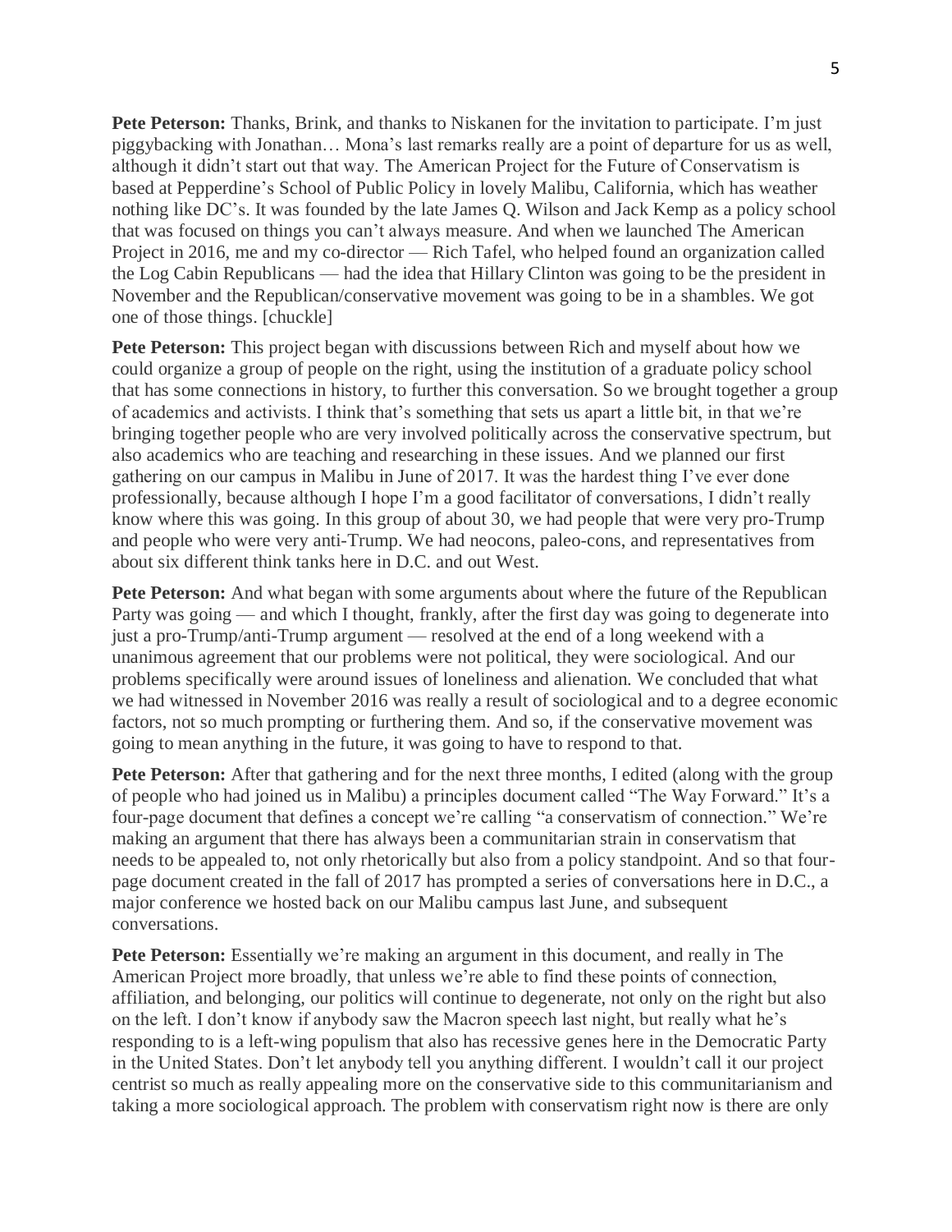**Pete Peterson:** Thanks, Brink, and thanks to Niskanen for the invitation to participate. I'm just piggybacking with Jonathan… Mona's last remarks really are a point of departure for us as well, although it didn't start out that way. The American Project for the Future of Conservatism is based at Pepperdine's School of Public Policy in lovely Malibu, California, which has weather nothing like DC's. It was founded by the late James Q. Wilson and Jack Kemp as a policy school that was focused on things you can't always measure. And when we launched The American Project in 2016, me and my co-director — Rich Tafel, who helped found an organization called the Log Cabin Republicans — had the idea that Hillary Clinton was going to be the president in November and the Republican/conservative movement was going to be in a shambles. We got one of those things. [chuckle]

**Pete Peterson:** This project began with discussions between Rich and myself about how we could organize a group of people on the right, using the institution of a graduate policy school that has some connections in history, to further this conversation. So we brought together a group of academics and activists. I think that's something that sets us apart a little bit, in that we're bringing together people who are very involved politically across the conservative spectrum, but also academics who are teaching and researching in these issues. And we planned our first gathering on our campus in Malibu in June of 2017. It was the hardest thing I've ever done professionally, because although I hope I'm a good facilitator of conversations, I didn't really know where this was going. In this group of about 30, we had people that were very pro-Trump and people who were very anti-Trump. We had neocons, paleo-cons, and representatives from about six different think tanks here in D.C. and out West.

**Pete Peterson:** And what began with some arguments about where the future of the Republican Party was going — and which I thought, frankly, after the first day was going to degenerate into just a pro-Trump/anti-Trump argument — resolved at the end of a long weekend with a unanimous agreement that our problems were not political, they were sociological. And our problems specifically were around issues of loneliness and alienation. We concluded that what we had witnessed in November 2016 was really a result of sociological and to a degree economic factors, not so much prompting or furthering them. And so, if the conservative movement was going to mean anything in the future, it was going to have to respond to that.

**Pete Peterson:** After that gathering and for the next three months, I edited (along with the group of people who had joined us in Malibu) a principles document called "The Way Forward." It's a four-page document that defines a concept we're calling "a conservatism of connection." We're making an argument that there has always been a communitarian strain in conservatism that needs to be appealed to, not only rhetorically but also from a policy standpoint. And so that four-page document created in the fall of 2017 has prompted a series of conversations here in D.C., a major conference we hosted back on our Malibu campus last June, and subsequent conversations.

**Pete Peterson:** Essentially we're making an argument in this document, and really in The American Project more broadly, that unless we're able to find these points of connection, affiliation, and belonging, our politics will continue to degenerate, not only on the right but also on the left. I don't know if anybody saw the Macron speech last night, but really what he's responding to is a left-wing populism that also has recessive genes here in the Democratic Party in the United States. Don't let anybody tell you anything different. I wouldn't call it our project centrist so much as really appealing more on the conservative side to this communitarianism and taking a more sociological approach. The problem with conservatism right now is there are only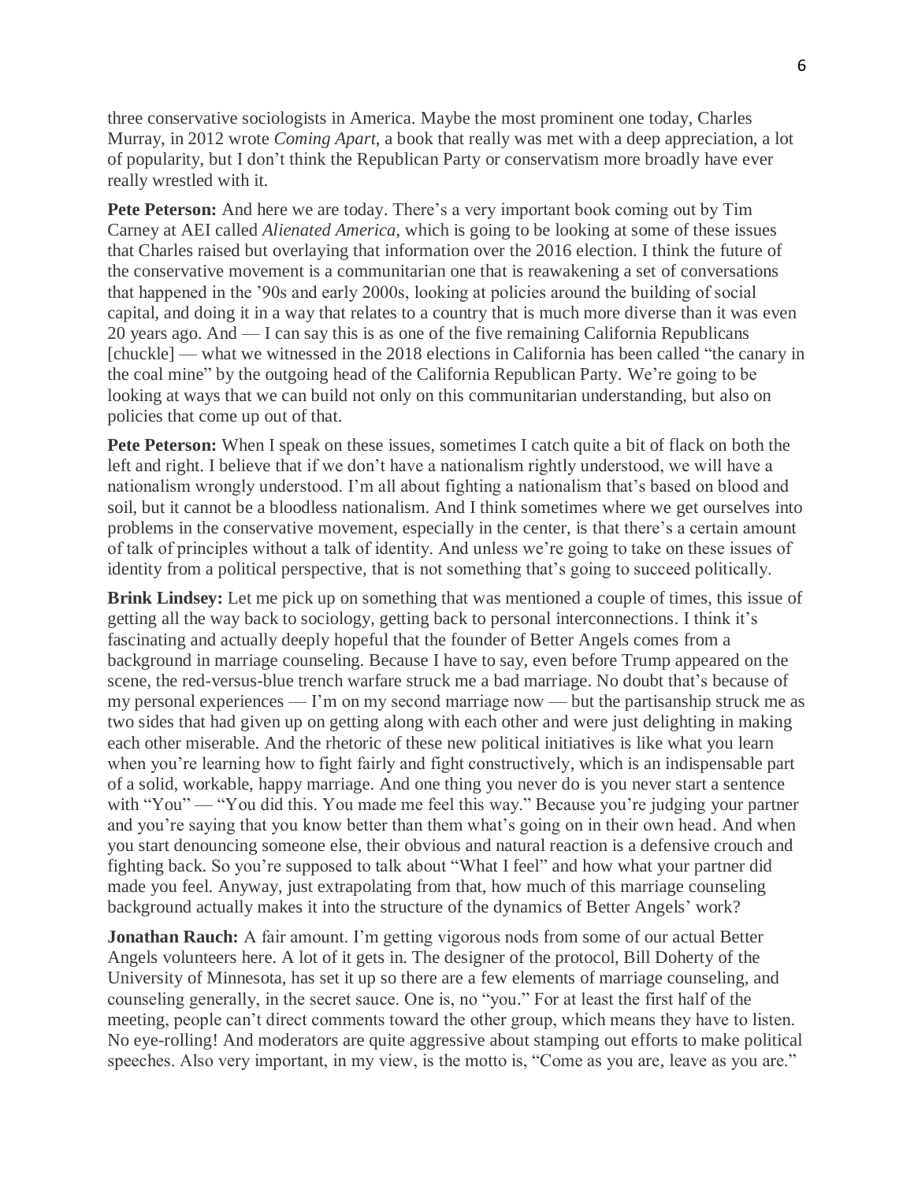three conservative sociologists in America. Maybe the most prominent one today, Charles Murray, in 2012 wrote *Coming Apart*, a book that really was met with a deep appreciation, a lot of popularity, but I don't think the Republican Party or conservatism more broadly have ever really wrestled with it.

**Pete Peterson:** And here we are today. There's a very important book coming out by Tim Carney at AEI called *Alienated America*, which is going to be looking at some of these issues that Charles raised but overlaying that information over the 2016 election. I think the future of the conservative movement is a communitarian one that is reawakening a set of conversations that happened in the '90s and early 2000s, looking at policies around the building of social capital, and doing it in a way that relates to a country that is much more diverse than it was even 20 years ago. And — I can say this is as one of the five remaining California Republicans [chuckle] — what we witnessed in the 2018 elections in California has been called "the canary in the coal mine" by the outgoing head of the California Republican Party. We're going to be looking at ways that we can build not only on this communitarian understanding, but also on policies that come up out of that.

**Pete Peterson:** When I speak on these issues, sometimes I catch quite a bit of flack on both the left and right. I believe that if we don't have a nationalism rightly understood, we will have a nationalism wrongly understood. I'm all about fighting a nationalism that's based on blood and soil, but it cannot be a bloodless nationalism. And I think sometimes where we get ourselves into problems in the conservative movement, especially in the center, is that there's a certain amount of talk of principles without a talk of identity. And unless we're going to take on these issues of identity from a political perspective, that is not something that's going to succeed politically.

**Brink Lindsey:** Let me pick up on something that was mentioned a couple of times, this issue of getting all the way back to sociology, getting back to personal interconnections. I think it's fascinating and actually deeply hopeful that the founder of Better Angels comes from a background in marriage counseling. Because I have to say, even before Trump appeared on the scene, the red-versus-blue trench warfare struck me a bad marriage. No doubt that's because of my personal experiences — I'm on my second marriage now — but the partisanship struck me as two sides that had given up on getting along with each other and were just delighting in making each other miserable. And the rhetoric of these new political initiatives is like what you learn when you're learning how to fight fairly and fight constructively, which is an indispensable part of a solid, workable, happy marriage. And one thing you never do is you never start a sentence with "You" — "You did this. You made me feel this way." Because you're judging your partner and you're saying that you know better than them what's going on in their own head. And when you start denouncing someone else, their obvious and natural reaction is a defensive crouch and fighting back. So you're supposed to talk about "What I feel" and how what your partner did made you feel. Anyway, just extrapolating from that, how much of this marriage counseling background actually makes it into the structure of the dynamics of Better Angels' work?

**Jonathan Rauch:** A fair amount. I'm getting vigorous nods from some of our actual Better Angels volunteers here. A lot of it gets in. The designer of the protocol, Bill Doherty of the University of Minnesota, has set it up so there are a few elements of marriage counseling, and counseling generally, in the secret sauce. One is, no "you." For at least the first half of the meeting, people can't direct comments toward the other group, which means they have to listen. No eye-rolling! And moderators are quite aggressive about stamping out efforts to make political speeches. Also very important, in my view, is the motto is, "Come as you are, leave as you are."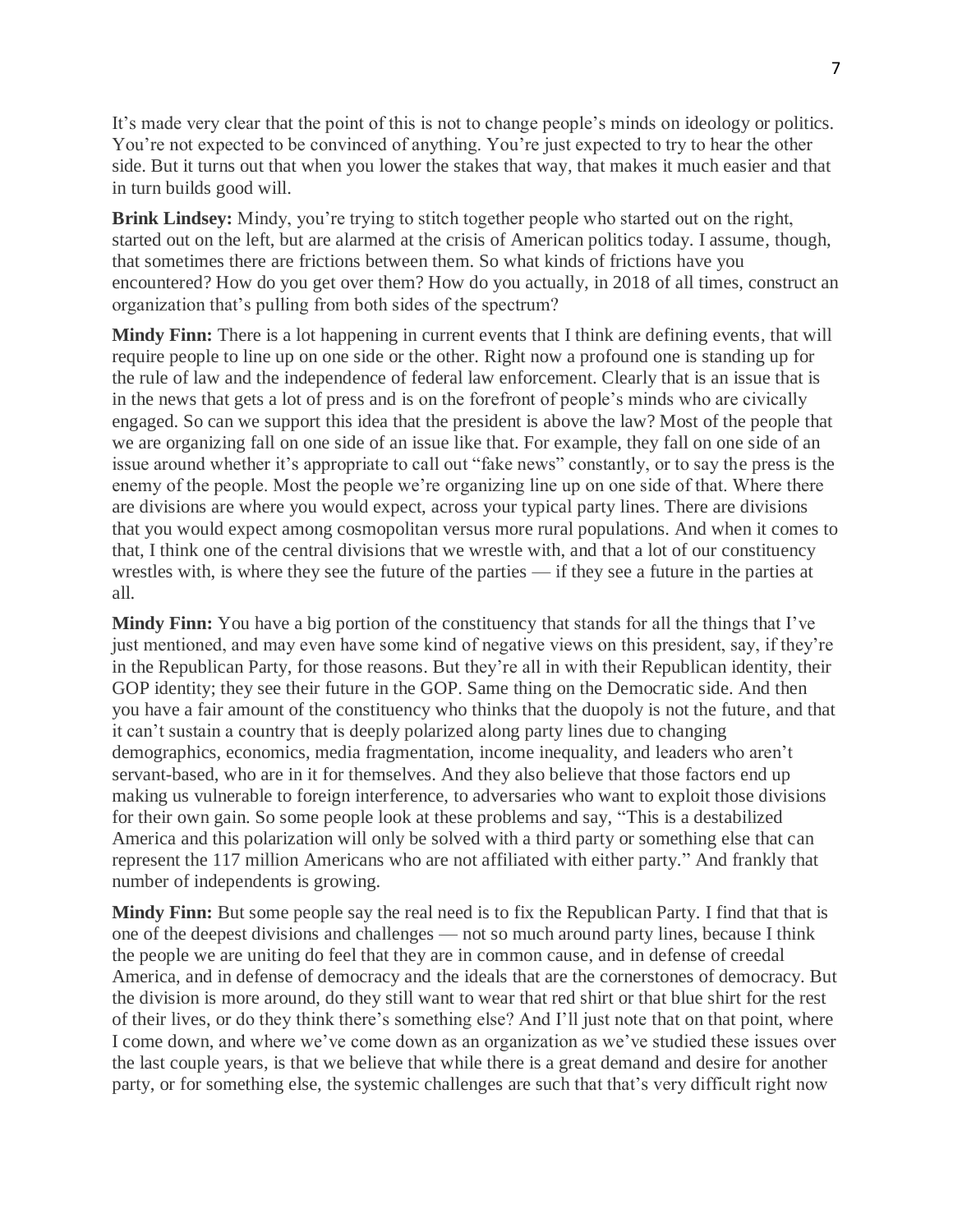It's made very clear that the point of this is not to change people's minds on ideology or politics. You're not expected to be convinced of anything. You're just expected to try to hear the other side. But it turns out that when you lower the stakes that way, that makes it much easier and that in turn builds good will.

**Brink Lindsey:** Mindy, you're trying to stitch together people who started out on the right, started out on the left, but are alarmed at the crisis of American politics today. I assume, though, that sometimes there are frictions between them. So what kinds of frictions have you encountered? How do you get over them? How do you actually, in 2018 of all times, construct an organization that's pulling from both sides of the spectrum?

**Mindy Finn:** There is a lot happening in current events that I think are defining events, that will require people to line up on one side or the other. Right now a profound one is standing up for the rule of law and the independence of federal law enforcement. Clearly that is an issue that is in the news that gets a lot of press and is on the forefront of people's minds who are civically engaged. So can we support this idea that the president is above the law? Most of the people that we are organizing fall on one side of an issue like that. For example, they fall on one side of an issue around whether it's appropriate to call out "fake news" constantly, or to say the press is the enemy of the people. Most the people we're organizing line up on one side of that. Where there are divisions are where you would expect, across your typical party lines. There are divisions that you would expect among cosmopolitan versus more rural populations. And when it comes to that, I think one of the central divisions that we wrestle with, and that a lot of our constituency wrestles with, is where they see the future of the parties — if they see a future in the parties at all.

**Mindy Finn:** You have a big portion of the constituency that stands for all the things that I've just mentioned, and may even have some kind of negative views on this president, say, if they're in the Republican Party, for those reasons. But they're all in with their Republican identity, their GOP identity; they see their future in the GOP. Same thing on the Democratic side. And then you have a fair amount of the constituency who thinks that the duopoly is not the future, and that it can't sustain a country that is deeply polarized along party lines due to changing demographics, economics, media fragmentation, income inequality, and leaders who aren't servant-based, who are in it for themselves. And they also believe that those factors end up making us vulnerable to foreign interference, to adversaries who want to exploit those divisions for their own gain. So some people look at these problems and say, "This is a destabilized America and this polarization will only be solved with a third party or something else that can represent the 117 million Americans who are not affiliated with either party." And frankly that number of independents is growing.

**Mindy Finn:** But some people say the real need is to fix the Republican Party. I find that that is one of the deepest divisions and challenges — not so much around party lines, because I think the people we are uniting do feel that they are in common cause, and in defense of creedal America, and in defense of democracy and the ideals that are the cornerstones of democracy. But the division is more around, do they still want to wear that red shirt or that blue shirt for the rest of their lives, or do they think there's something else? And I'll just note that on that point, where I come down, and where we've come down as an organization as we've studied these issues over the last couple years, is that we believe that while there is a great demand and desire for another party, or for something else, the systemic challenges are such that that's very difficult right now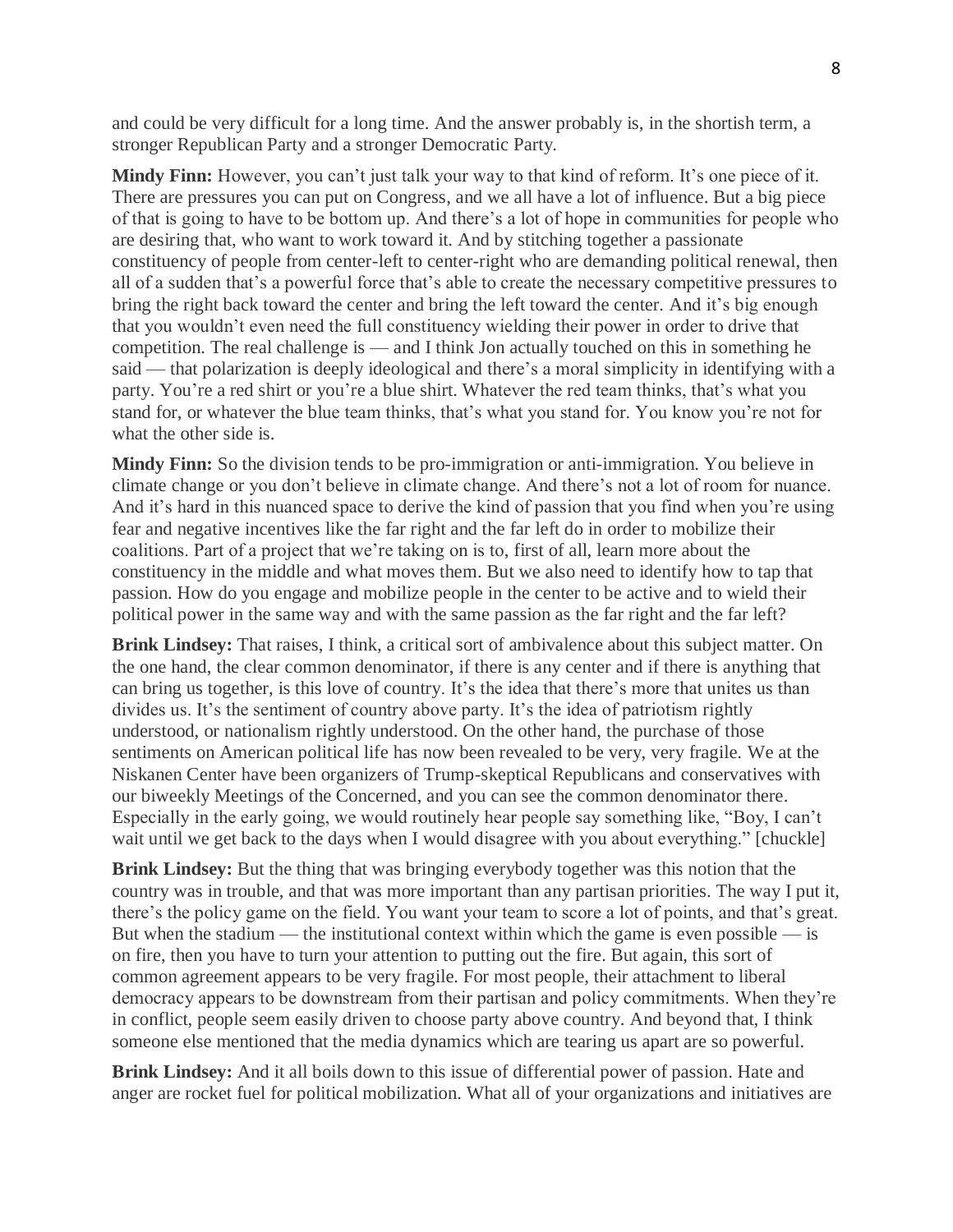and could be very difficult for a long time. And the answer probably is, in the shortish term, a stronger Republican Party and a stronger Democratic Party.

**Mindy Finn:** However, you can't just talk your way to that kind of reform. It's one piece of it. There are pressures you can put on Congress, and we all have a lot of influence. But a big piece of that is going to have to be bottom up. And there's a lot of hope in communities for people who are desiring that, who want to work toward it. And by stitching together a passionate constituency of people from center-left to center-right who are demanding political renewal, then all of a sudden that's a powerful force that's able to create the necessary competitive pressures to bring the right back toward the center and bring the left toward the center. And it's big enough that you wouldn't even need the full constituency wielding their power in order to drive that competition. The real challenge is — and I think Jon actually touched on this in something he said — that polarization is deeply ideological and there's a moral simplicity in identifying with a party. You're a red shirt or you're a blue shirt. Whatever the red team thinks, that's what you stand for, or whatever the blue team thinks, that's what you stand for. You know you're not for what the other side is.

**Mindy Finn:** So the division tends to be pro-immigration or anti-immigration. You believe in climate change or you don't believe in climate change. And there's not a lot of room for nuance. And it's hard in this nuanced space to derive the kind of passion that you find when you're using fear and negative incentives like the far right and the far left do in order to mobilize their coalitions. Part of a project that we're taking on is to, first of all, learn more about the constituency in the middle and what moves them. But we also need to identify how to tap that passion. How do you engage and mobilize people in the center to be active and to wield their political power in the same way and with the same passion as the far right and the far left?

**Brink Lindsey:** That raises, I think, a critical sort of ambivalence about this subject matter. On the one hand, the clear common denominator, if there is any center and if there is anything that can bring us together, is this love of country. It's the idea that there's more that unites us than divides us. It's the sentiment of country above party. It's the idea of patriotism rightly understood, or nationalism rightly understood. On the other hand, the purchase of those sentiments on American political life has now been revealed to be very, very fragile. We at the Niskanen Center have been organizers of Trump-skeptical Republicans and conservatives with our biweekly Meetings of the Concerned, and you can see the common denominator there. Especially in the early going, we would routinely hear people say something like, "Boy, I can't wait until we get back to the days when I would disagree with you about everything." [chuckle]

**Brink Lindsey:** But the thing that was bringing everybody together was this notion that the country was in trouble, and that was more important than any partisan priorities. The way I put it, there's the policy game on the field. You want your team to score a lot of points, and that's great. But when the stadium — the institutional context within which the game is even possible — is on fire, then you have to turn your attention to putting out the fire. But again, this sort of common agreement appears to be very fragile. For most people, their attachment to liberal democracy appears to be downstream from their partisan and policy commitments. When they're in conflict, people seem easily driven to choose party above country. And beyond that, I think someone else mentioned that the media dynamics which are tearing us apart are so powerful.

**Brink Lindsey:** And it all boils down to this issue of differential power of passion. Hate and anger are rocket fuel for political mobilization. What all of your organizations and initiatives are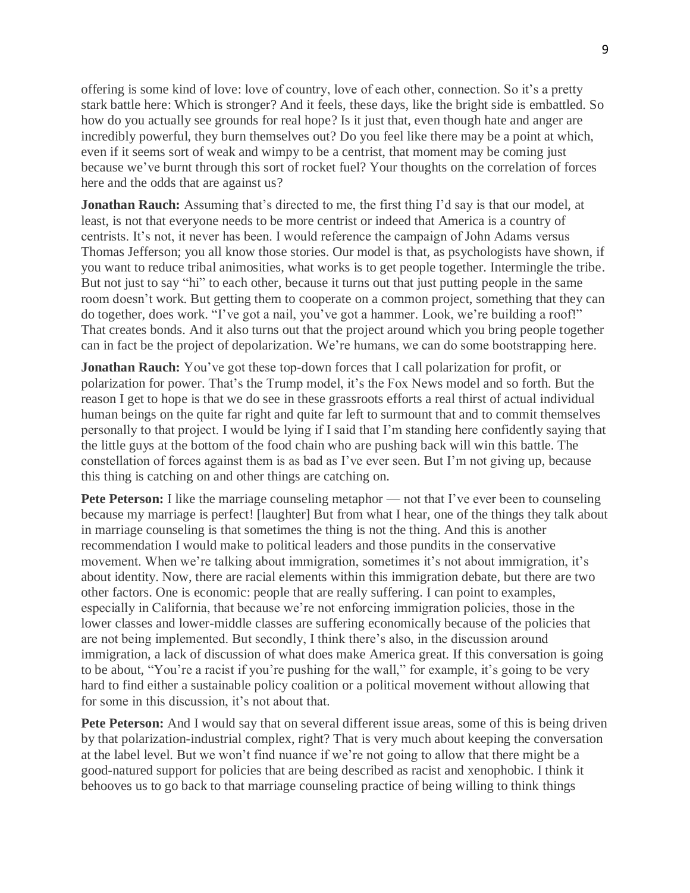offering is some kind of love: love of country, love of each other, connection. So it's a pretty stark battle here: Which is stronger? And it feels, these days, like the bright side is embattled. So how do you actually see grounds for real hope? Is it just that, even though hate and anger are incredibly powerful, they burn themselves out? Do you feel like there may be a point at which, even if it seems sort of weak and wimpy to be a centrist, that moment may be coming just because we've burnt through this sort of rocket fuel? Your thoughts on the correlation of forces here and the odds that are against us?

**Jonathan Rauch:** Assuming that's directed to me, the first thing I'd say is that our model, at least, is not that everyone needs to be more centrist or indeed that America is a country of centrists. It's not, it never has been. I would reference the campaign of John Adams versus Thomas Jefferson; you all know those stories. Our model is that, as psychologists have shown, if you want to reduce tribal animosities, what works is to get people together. Intermingle the tribe. But not just to say "hi" to each other, because it turns out that just putting people in the same room doesn't work. But getting them to cooperate on a common project, something that they can do together, does work. "I've got a nail, you've got a hammer. Look, we're building a roof!" That creates bonds. And it also turns out that the project around which you bring people together can in fact be the project of depolarization. We're humans, we can do some bootstrapping here.

**Jonathan Rauch:** You've got these top-down forces that I call polarization for profit, or polarization for power. That's the Trump model, it's the Fox News model and so forth. But the reason I get to hope is that we do see in these grassroots efforts a real thirst of actual individual human beings on the quite far right and quite far left to surmount that and to commit themselves personally to that project. I would be lying if I said that I'm standing here confidently saying that the little guys at the bottom of the food chain who are pushing back will win this battle. The constellation of forces against them is as bad as I've ever seen. But I'm not giving up, because this thing is catching on and other things are catching on.

**Pete Peterson:** I like the marriage counseling metaphor — not that I've ever been to counseling because my marriage is perfect! [laughter] But from what I hear, one of the things they talk about in marriage counseling is that sometimes the thing is not the thing. And this is another recommendation I would make to political leaders and those pundits in the conservative movement. When we're talking about immigration, sometimes it's not about immigration, it's about identity. Now, there are racial elements within this immigration debate, but there are two other factors. One is economic: people that are really suffering. I can point to examples, especially in California, that because we're not enforcing immigration policies, those in the lower classes and lower-middle classes are suffering economically because of the policies that are not being implemented. But secondly, I think there's also, in the discussion around immigration, a lack of discussion of what does make America great. If this conversation is going to be about, "You're a racist if you're pushing for the wall," for example, it's going to be very hard to find either a sustainable policy coalition or a political movement without allowing that for some in this discussion, it's not about that.

**Pete Peterson:** And I would say that on several different issue areas, some of this is being driven by that polarization-industrial complex, right? That is very much about keeping the conversation at the label level. But we won't find nuance if we're not going to allow that there might be a good-natured support for policies that are being described as racist and xenophobic. I think it behooves us to go back to that marriage counseling practice of being willing to think things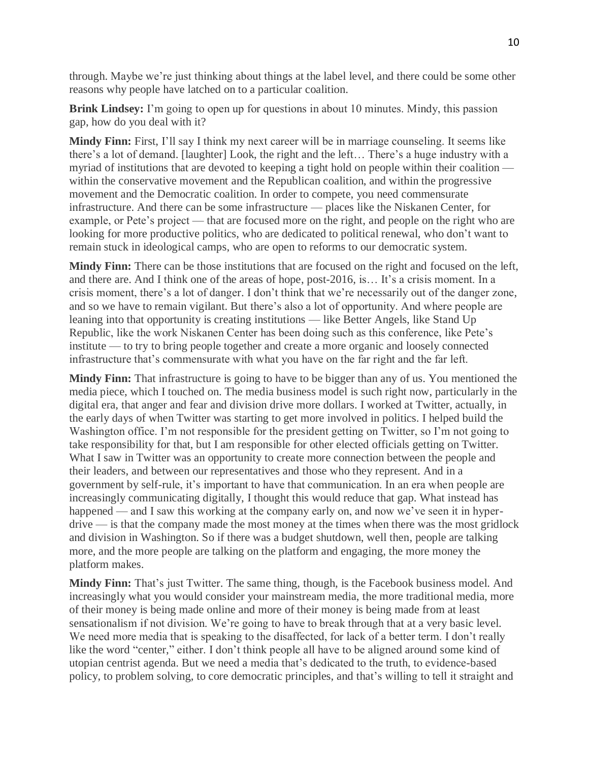through. Maybe we're just thinking about things at the label level, and there could be some other reasons why people have latched on to a particular coalition.

**Brink Lindsey:** I'm going to open up for questions in about 10 minutes. Mindy, this passion gap, how do you deal with it?

**Mindy Finn:** First, I'll say I think my next career will be in marriage counseling. It seems like there's a lot of demand. [laughter] Look, the right and the left… There's a huge industry with a myriad of institutions that are devoted to keeping a tight hold on people within their coalition — within the conservative movement and the Republican coalition, and within the progressive movement and the Democratic coalition. In order to compete, you need commensurate infrastructure. And there can be some infrastructure — places like the Niskanen Center, for example, or Pete's project — that are focused more on the right, and people on the right who are looking for more productive politics, who are dedicated to political renewal, who don't want to remain stuck in ideological camps, who are open to reforms to our democratic system.

**Mindy Finn:** There can be those institutions that are focused on the right and focused on the left, and there are. And I think one of the areas of hope, post-2016, is… It's a crisis moment. In a crisis moment, there's a lot of danger. I don't think that we're necessarily out of the danger zone, and so we have to remain vigilant. But there's also a lot of opportunity. And where people are leaning into that opportunity is creating institutions — like Better Angels, like Stand Up Republic, like the work Niskanen Center has been doing such as this conference, like Pete's institute — to try to bring people together and create a more organic and loosely connected infrastructure that's commensurate with what you have on the far right and the far left.

**Mindy Finn:** That infrastructure is going to have to be bigger than any of us. You mentioned the media piece, which I touched on. The media business model is such right now, particularly in the digital era, that anger and fear and division drive more dollars. I worked at Twitter, actually, in the early days of when Twitter was starting to get more involved in politics. I helped build the Washington office. I'm not responsible for the president getting on Twitter, so I'm not going to take responsibility for that, but I am responsible for other elected officials getting on Twitter. What I saw in Twitter was an opportunity to create more connection between the people and their leaders, and between our representatives and those who they represent. And in a government by self-rule, it's important to have that communication. In an era when people are increasingly communicating digitally, I thought this would reduce that gap. What instead has happened — and I saw this working at the company early on, and now we've seen it in hyper-drive — is that the company made the most money at the times when there was the most gridlock and division in Washington. So if there was a budget shutdown, well then, people are talking more, and the more people are talking on the platform and engaging, the more money the platform makes.

**Mindy Finn:** That's just Twitter. The same thing, though, is the Facebook business model. And increasingly what you would consider your mainstream media, the more traditional media, more of their money is being made online and more of their money is being made from at least sensationalism if not division. We're going to have to break through that at a very basic level. We need more media that is speaking to the disaffected, for lack of a better term. I don't really like the word "center," either. I don't think people all have to be aligned around some kind of utopian centrist agenda. But we need a media that's dedicated to the truth, to evidence-based policy, to problem solving, to core democratic principles, and that's willing to tell it straight and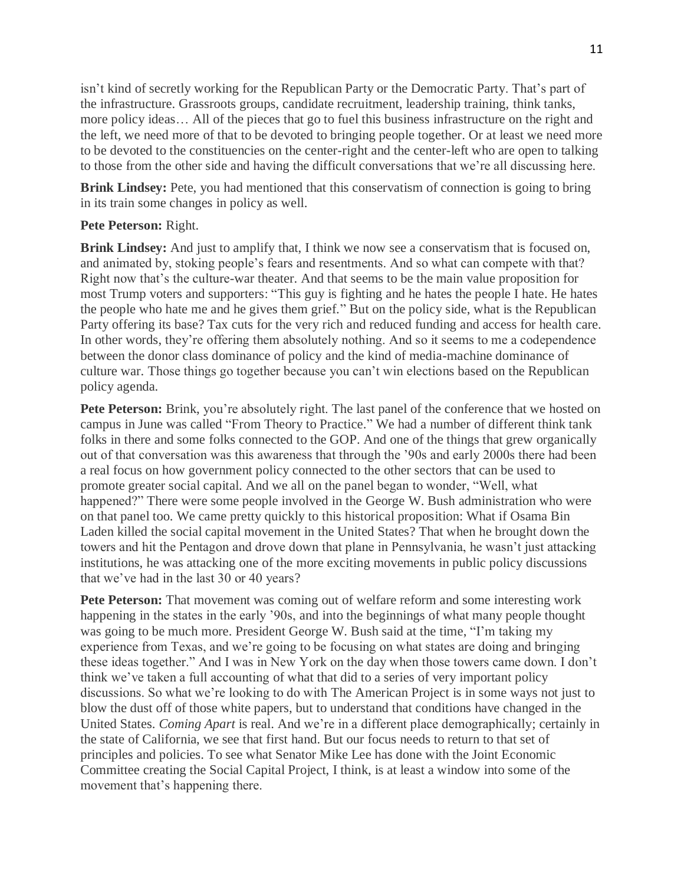isn't kind of secretly working for the Republican Party or the Democratic Party. That's part of the infrastructure. Grassroots groups, candidate recruitment, leadership training, think tanks, more policy ideas… All of the pieces that go to fuel this business infrastructure on the right and the left, we need more of that to be devoted to bringing people together. Or at least we need more to be devoted to the constituencies on the center-right and the center-left who are open to talking to those from the other side and having the difficult conversations that we're all discussing here.

**Brink Lindsey:** Pete, you had mentioned that this conservatism of connection is going to bring in its train some changes in policy as well.

**Pete Peterson:** Right.

**Brink Lindsey:** And just to amplify that, I think we now see a conservatism that is focused on, and animated by, stoking people's fears and resentments. And so what can compete with that? Right now that's the culture-war theater. And that seems to be the main value proposition for most Trump voters and supporters: "This guy is fighting and he hates the people I hate. He hates the people who hate me and he gives them grief." But on the policy side, what is the Republican Party offering its base? Tax cuts for the very rich and reduced funding and access for health care. In other words, they're offering them absolutely nothing. And so it seems to me a codependence between the donor class dominance of policy and the kind of media-machine dominance of culture war. Those things go together because you can't win elections based on the Republican policy agenda.

**Pete Peterson:** Brink, you're absolutely right. The last panel of the conference that we hosted on campus in June was called "From Theory to Practice." We had a number of different think tank folks in there and some folks connected to the GOP. And one of the things that grew organically out of that conversation was this awareness that through the '90s and early 2000s there had been a real focus on how government policy connected to the other sectors that can be used to promote greater social capital. And we all on the panel began to wonder, "Well, what happened?" There were some people involved in the George W. Bush administration who were on that panel too. We came pretty quickly to this historical proposition: What if Osama Bin Laden killed the social capital movement in the United States? That when he brought down the towers and hit the Pentagon and drove down that plane in Pennsylvania, he wasn't just attacking institutions, he was attacking one of the more exciting movements in public policy discussions that we've had in the last 30 or 40 years?

**Pete Peterson:** That movement was coming out of welfare reform and some interesting work happening in the states in the early '90s, and into the beginnings of what many people thought was going to be much more. President George W. Bush said at the time, "I'm taking my experience from Texas, and we're going to be focusing on what states are doing and bringing these ideas together." And I was in New York on the day when those towers came down. I don't think we've taken a full accounting of what that did to a series of very important policy discussions. So what we're looking to do with The American Project is in some ways not just to blow the dust off of those white papers, but to understand that conditions have changed in the United States. *Coming Apart* is real. And we're in a different place demographically; certainly in the state of California, we see that first hand. But our focus needs to return to that set of principles and policies. To see what Senator Mike Lee has done with the Joint Economic Committee creating the Social Capital Project, I think, is at least a window into some of the movement that's happening there.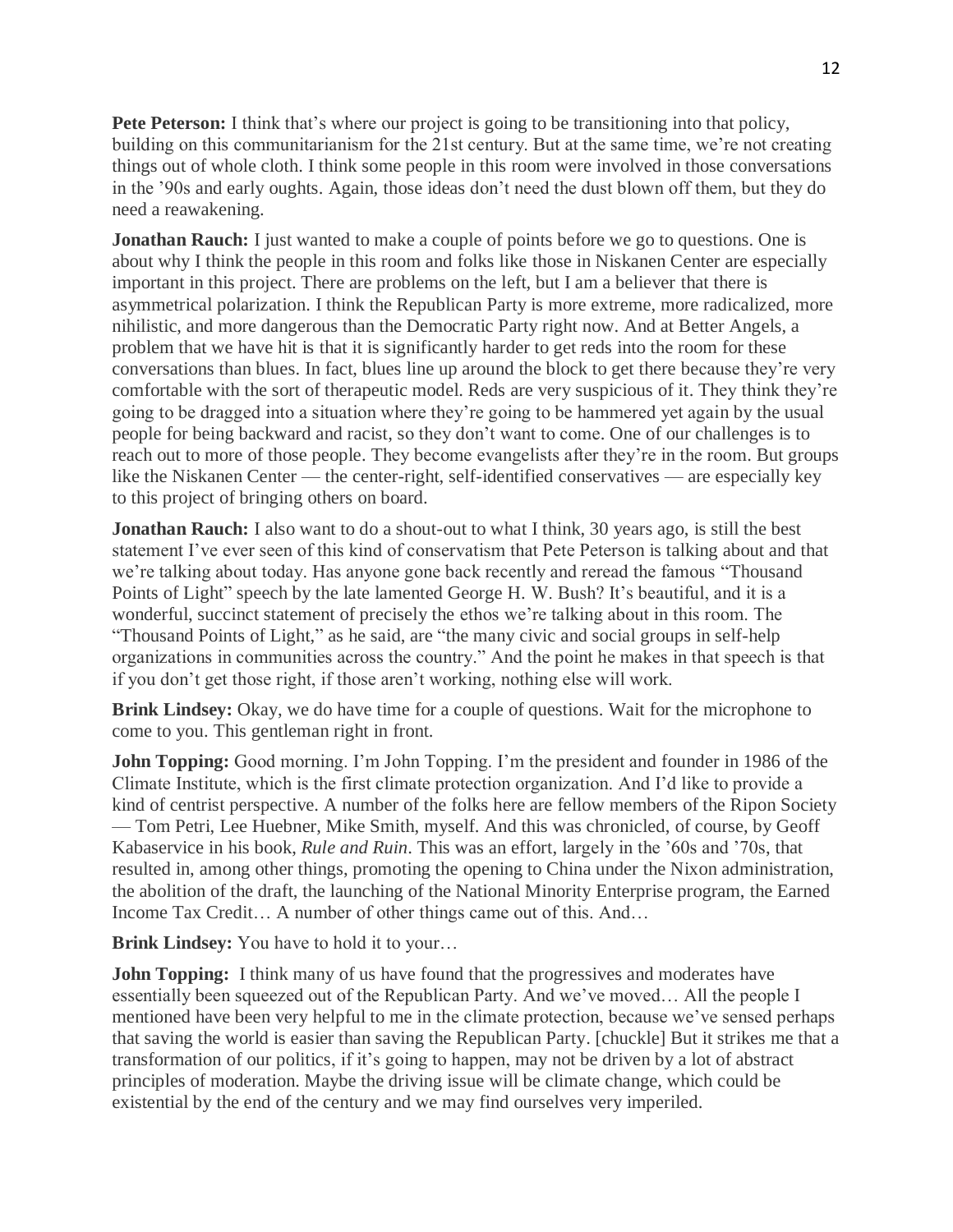**Pete Peterson:** I think that's where our project is going to be transitioning into that policy, building on this communitarianism for the 21st century. But at the same time, we're not creating things out of whole cloth. I think some people in this room were involved in those conversations in the '90s and early oughts. Again, those ideas don't need the dust blown off them, but they do need a reawakening.

**Jonathan Rauch:** I just wanted to make a couple of points before we go to questions. One is about why I think the people in this room and folks like those in Niskanen Center are especially important in this project. There are problems on the left, but I am a believer that there is asymmetrical polarization. I think the Republican Party is more extreme, more radicalized, more nihilistic, and more dangerous than the Democratic Party right now. And at Better Angels, a problem that we have hit is that it is significantly harder to get reds into the room for these conversations than blues. In fact, blues line up around the block to get there because they're very comfortable with the sort of therapeutic model. Reds are very suspicious of it. They think they're going to be dragged into a situation where they're going to be hammered yet again by the usual people for being backward and racist, so they don't want to come. One of our challenges is to reach out to more of those people. They become evangelists after they're in the room. But groups like the Niskanen Center — the center-right, self-identified conservatives — are especially key to this project of bringing others on board.

**Jonathan Rauch:** I also want to do a shout-out to what I think, 30 years ago, is still the best statement I've ever seen of this kind of conservatism that Pete Peterson is talking about and that we're talking about today. Has anyone gone back recently and reread the famous "Thousand Points of Light" speech by the late lamented George H. W. Bush? It's beautiful, and it is a wonderful, succinct statement of precisely the ethos we're talking about in this room. The "Thousand Points of Light," as he said, are "the many civic and social groups in self-help organizations in communities across the country." And the point he makes in that speech is that if you don't get those right, if those aren't working, nothing else will work.

**Brink Lindsey:** Okay, we do have time for a couple of questions. Wait for the microphone to come to you. This gentleman right in front.

**John Topping:** Good morning. I'm John Topping. I'm the president and founder in 1986 of the Climate Institute, which is the first climate protection organization. And I'd like to provide a kind of centrist perspective. A number of the folks here are fellow members of the Ripon Society — Tom Petri, Lee Huebner, Mike Smith, myself. And this was chronicled, of course, by Geoff Kabaservice in his book, *Rule and Ruin*. This was an effort, largely in the '60s and '70s, that resulted in, among other things, promoting the opening to China under the Nixon administration, the abolition of the draft, the launching of the National Minority Enterprise program, the Earned Income Tax Credit… A number of other things came out of this. And…

**Brink Lindsey:** You have to hold it to your…

**John Topping:** I think many of us have found that the progressives and moderates have essentially been squeezed out of the Republican Party. And we've moved… All the people I mentioned have been very helpful to me in the climate protection, because we've sensed perhaps that saving the world is easier than saving the Republican Party. [chuckle] But it strikes me that a transformation of our politics, if it's going to happen, may not be driven by a lot of abstract principles of moderation. Maybe the driving issue will be climate change, which could be existential by the end of the century and we may find ourselves very imperiled.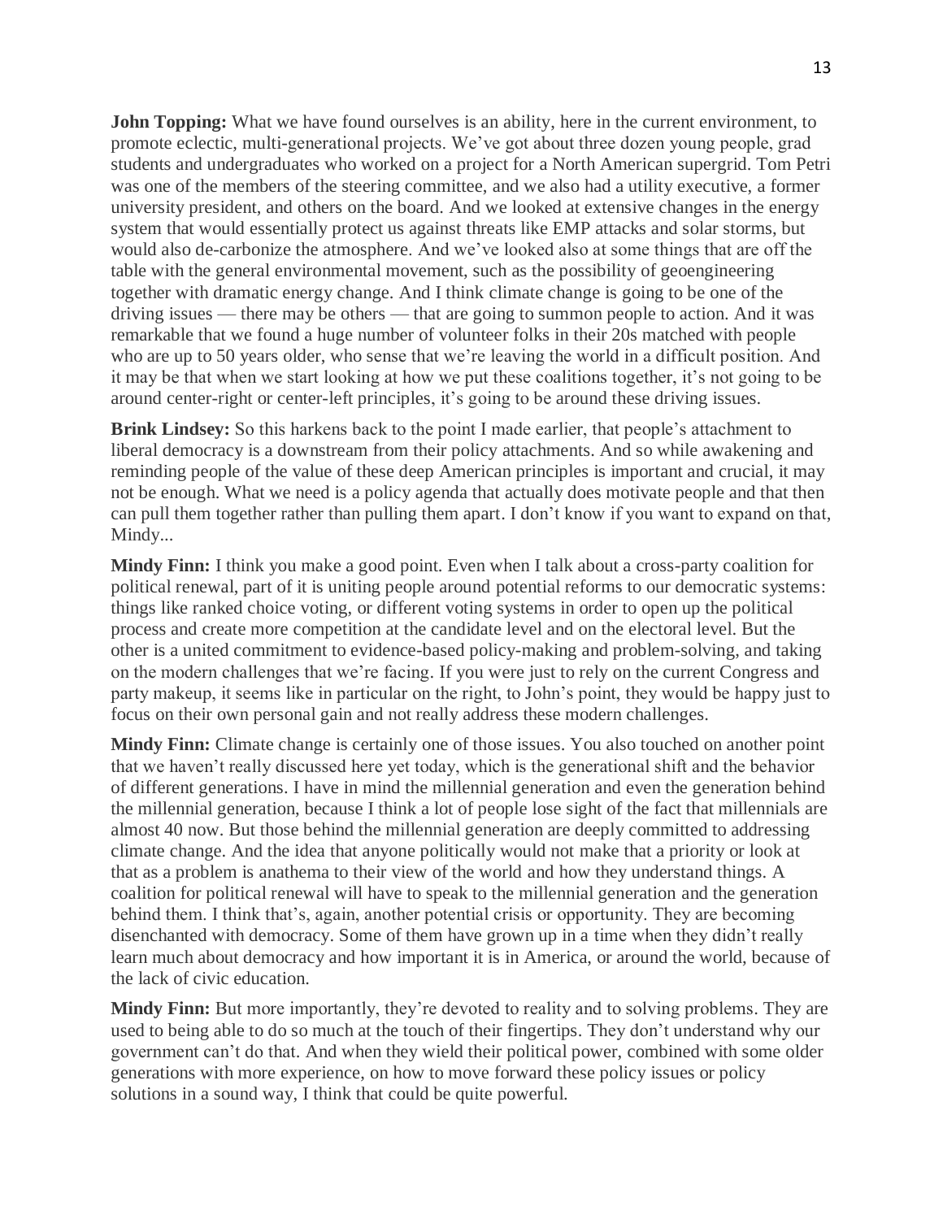**John Topping:** What we have found ourselves is an ability, here in the current environment, to promote eclectic, multi-generational projects. We've got about three dozen young people, grad students and undergraduates who worked on a project for a North American supergrid. Tom Petri was one of the members of the steering committee, and we also had a utility executive, a former university president, and others on the board. And we looked at extensive changes in the energy system that would essentially protect us against threats like EMP attacks and solar storms, but would also de-carbonize the atmosphere. And we've looked also at some things that are off the table with the general environmental movement, such as the possibility of geoengineering together with dramatic energy change. And I think climate change is going to be one of the driving issues — there may be others — that are going to summon people to action. And it was remarkable that we found a huge number of volunteer folks in their 20s matched with people who are up to 50 years older, who sense that we're leaving the world in a difficult position. And it may be that when we start looking at how we put these coalitions together, it's not going to be around center-right or center-left principles, it's going to be around these driving issues.

**Brink Lindsey:** So this harkens back to the point I made earlier, that people's attachment to liberal democracy is a downstream from their policy attachments. And so while awakening and reminding people of the value of these deep American principles is important and crucial, it may not be enough. What we need is a policy agenda that actually does motivate people and that then can pull them together rather than pulling them apart. I don't know if you want to expand on that, Mindy...

**Mindy Finn:** I think you make a good point. Even when I talk about a cross-party coalition for political renewal, part of it is uniting people around potential reforms to our democratic systems: things like ranked choice voting, or different voting systems in order to open up the political process and create more competition at the candidate level and on the electoral level. But the other is a united commitment to evidence-based policy-making and problem-solving, and taking on the modern challenges that we're facing. If you were just to rely on the current Congress and party makeup, it seems like in particular on the right, to John's point, they would be happy just to focus on their own personal gain and not really address these modern challenges.

**Mindy Finn:** Climate change is certainly one of those issues. You also touched on another point that we haven't really discussed here yet today, which is the generational shift and the behavior of different generations. I have in mind the millennial generation and even the generation behind the millennial generation, because I think a lot of people lose sight of the fact that millennials are almost 40 now. But those behind the millennial generation are deeply committed to addressing climate change. And the idea that anyone politically would not make that a priority or look at that as a problem is anathema to their view of the world and how they understand things. A coalition for political renewal will have to speak to the millennial generation and the generation behind them. I think that's, again, another potential crisis or opportunity. They are becoming disenchanted with democracy. Some of them have grown up in a time when they didn't really learn much about democracy and how important it is in America, or around the world, because of the lack of civic education.

**Mindy Finn:** But more importantly, they're devoted to reality and to solving problems. They are used to being able to do so much at the touch of their fingertips. They don't understand why our government can't do that. And when they wield their political power, combined with some older generations with more experience, on how to move forward these policy issues or policy solutions in a sound way, I think that could be quite powerful.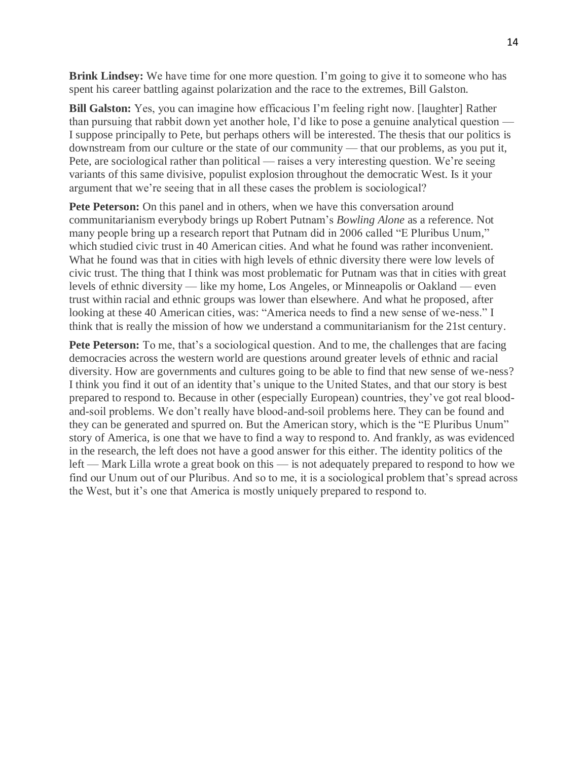**Brink Lindsey:** We have time for one more question. I'm going to give it to someone who has spent his career battling against polarization and the race to the extremes, Bill Galston.

**Bill Galston:** Yes, you can imagine how efficacious I'm feeling right now. [laughter] Rather than pursuing that rabbit down yet another hole, I'd like to pose a genuine analytical question — I suppose principally to Pete, but perhaps others will be interested. The thesis that our politics is downstream from our culture or the state of our community — that our problems, as you put it, Pete, are sociological rather than political — raises a very interesting question. We're seeing variants of this same divisive, populist explosion throughout the democratic West. Is it your argument that we're seeing that in all these cases the problem is sociological?

**Pete Peterson:** On this panel and in others, when we have this conversation around communitarianism everybody brings up Robert Putnam's *Bowling Alone* as a reference. Not many people bring up a research report that Putnam did in 2006 called "E Pluribus Unum," which studied civic trust in 40 American cities. And what he found was rather inconvenient. What he found was that in cities with high levels of ethnic diversity there were low levels of civic trust. The thing that I think was most problematic for Putnam was that in cities with great levels of ethnic diversity — like my home, Los Angeles, or Minneapolis or Oakland — even trust within racial and ethnic groups was lower than elsewhere. And what he proposed, after looking at these 40 American cities, was: "America needs to find a new sense of we-ness." I think that is really the mission of how we understand a communitarianism for the 21st century.

**Pete Peterson:** To me, that's a sociological question. And to me, the challenges that are facing democracies across the western world are questions around greater levels of ethnic and racial diversity. How are governments and cultures going to be able to find that new sense of we-ness? I think you find it out of an identity that's unique to the United States, and that our story is best prepared to respond to. Because in other (especially European) countries, they've got real blood-and-soil problems. We don't really have blood-and-soil problems here. They can be found and they can be generated and spurred on. But the American story, which is the "E Pluribus Unum" story of America, is one that we have to find a way to respond to. And frankly, as was evidenced in the research, the left does not have a good answer for this either. The identity politics of the left — Mark Lilla wrote a great book on this — is not adequately prepared to respond to how we find our Unum out of our Pluribus. And so to me, it is a sociological problem that's spread across the West, but it's one that America is mostly uniquely prepared to respond to.